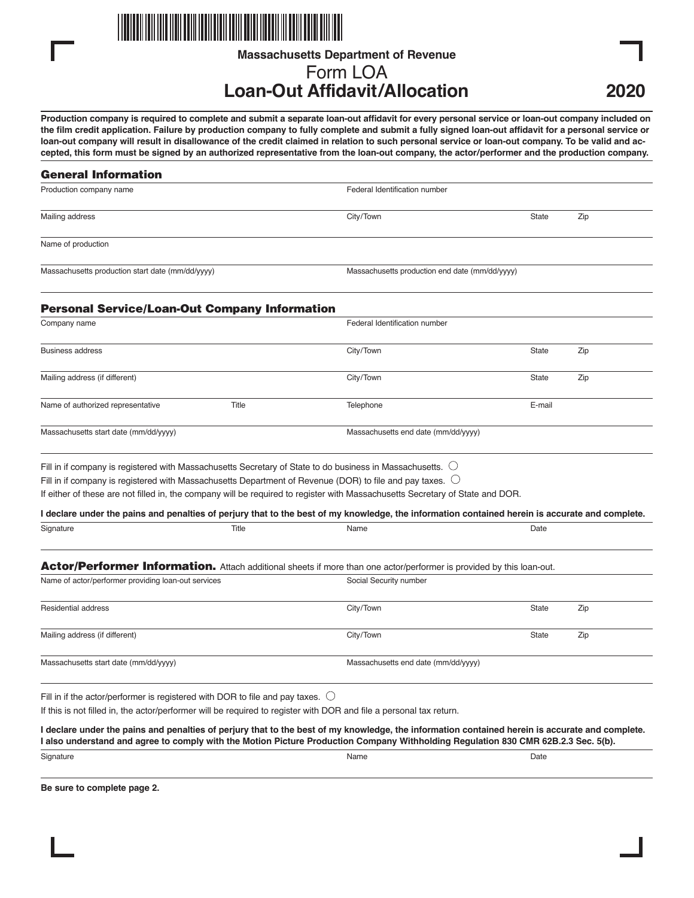Massachusetts Department of Revenue

# Form LOA
# Loan-Out Affidavit/Allocation

**2020**

**Production company is required to complete and submit a separate loan-out affidavit for every personal service or loan-out company included on the film credit application. Failure by production company to fully complete and submit a fully signed loan-out affidavit for a personal service or loan-out company will result in disallowance of the credit claimed in relation to such personal service or loan-out company. To be valid and accepted, this form must be signed by an authorized representative from the loan-out company, the actor/performer and the production company.**

## General Information

| Production company name | Federal Identification number | | |
|---|---|---|---|
| Mailing address | City/Town | State | Zip |
| Name of production | | | |
| Massachusetts production start date (mm/dd/yyyy) | Massachusetts production end date (mm/dd/yyyy) | | |

## Personal Service/Loan-Out Company Information

| Company name | | Federal Identification number | | |
|---|---|---|---|---|
| Business address | | City/Town | State | Zip |
| Mailing address (if different) | | City/Town | State | Zip |
| Name of authorized representative | Title | Telephone | E-mail | |
| Massachusetts start date (mm/dd/yyyy) | | Massachusetts end date (mm/dd/yyyy) | | |

Fill in if company is registered with Massachusetts Secretary of State to do business in Massachusetts. ○

Fill in if company is registered with Massachusetts Department of Revenue (DOR) to file and pay taxes. ○

If either of these are not filled in, the company will be required to register with Massachusetts Secretary of State and DOR.

**I declare under the pains and penalties of perjury that to the best of my knowledge, the information contained herein is accurate and complete.**

| Signature | Title | Name | Date |
|---|---|---|---|
| | | | |

## Actor/Performer Information. 

Attach additional sheets if more than one actor/performer is provided by this loan-out.

| Name of actor/performer providing loan-out services | Social Security number | | |
|---|---|---|---|
| Residential address | City/Town | State | Zip |
| Mailing address (if different) | City/Town | State | Zip |
| Massachusetts start date (mm/dd/yyyy) | Massachusetts end date (mm/dd/yyyy) | | |

Fill in if the actor/performer is registered with DOR to file and pay taxes. ○

If this is not filled in, the actor/performer will be required to register with DOR and file a personal tax return.

**I declare under the pains and penalties of perjury that to the best of my knowledge, the information contained herein is accurate and complete. I also understand and agree to comply with the Motion Picture Production Company Withholding Regulation 830 CMR 62B.2.3 Sec. 5(b).**

| Signature | Name | Date |
|---|---|---|
| | | |

**Be sure to complete page 2.**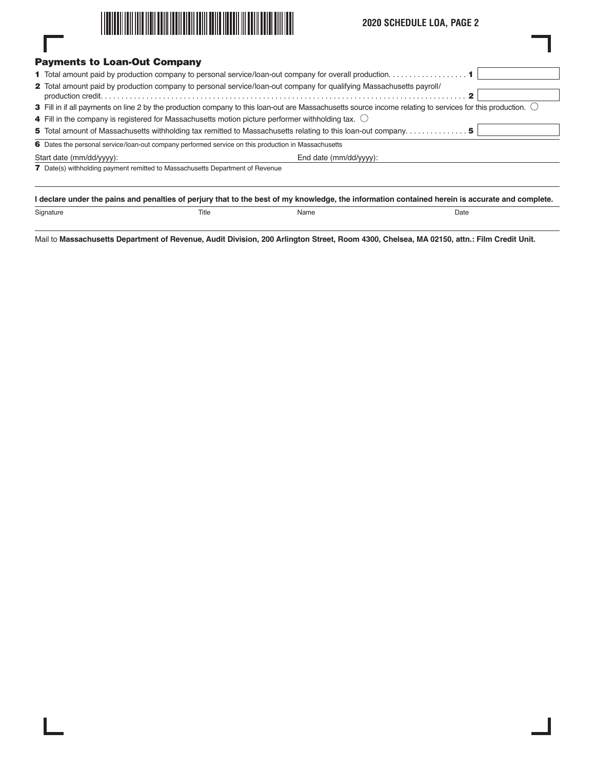## Payments to Loan-Out Company

**1** Total amount paid by production company to personal service/loan-out company for overall production . . . . . . . . . . . . . . . . . . . **1** \_\_\_\_\_\_\_\_

**2** Total amount paid by production company to personal service/loan-out company for qualifying Massachusetts payroll/production credit . . . . . . . . . . . . . . . . . . . . . . . . . . . . . . . . . . . . . . . . . . . . . . . . . . . . . . . . . . . . . . . . . . . . . . . . . . . . . . . . . . . **2** \_\_\_\_\_\_\_\_

**3** Fill in if all payments on line 2 by the production company to this loan-out are Massachusetts source income relating to services for this production. ○

**4** Fill in the company is registered for Massachusetts motion picture performer withholding tax. ○

**5** Total amount of Massachusetts withholding tax remitted to Massachusetts relating to this loan-out company . . . . . . . . . . . . . . **5** \_\_\_\_\_\_\_\_

**6** Dates the personal service/loan-out company performed service on this production in Massachusetts

Start date (mm/dd/yyyy): \_\_\_\_\_\_\_\_ End date (mm/dd/yyyy): \_\_\_\_\_\_\_\_

**7** Date(s) withholding payment remitted to Massachusetts Department of Revenue

\_\_\_\_\_\_\_\_

**I declare under the pains and penalties of perjury that to the best of my knowledge, the information contained herein is accurate and complete.**

| Signature | Title | Name | Date |
|---|---|---|---|
| | | | |

Mail to **Massachusetts Department of Revenue, Audit Division, 200 Arlington Street, Room 4300, Chelsea, MA 02150, attn.: Film Credit Unit.**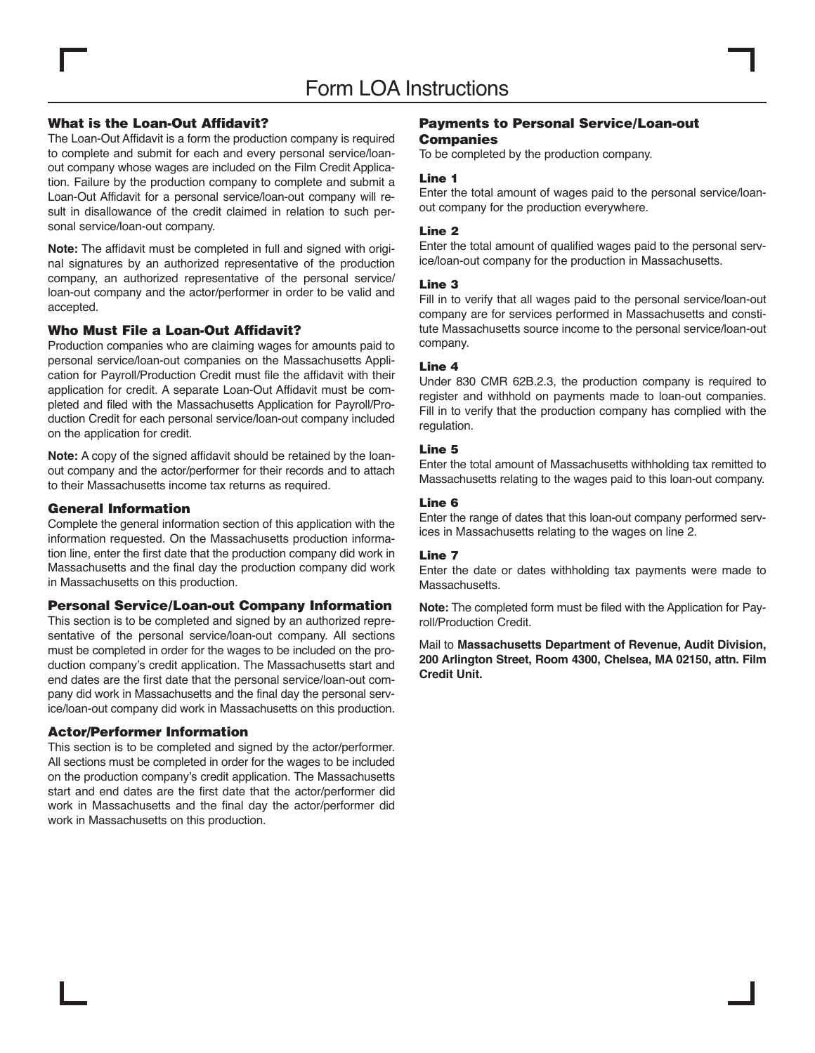# Form LOA Instructions

## What is the Loan-Out Affidavit?

The Loan-Out Affidavit is a form the production company is required to complete and submit for each and every personal service/loan-out company whose wages are included on the Film Credit Application. Failure by the production company to complete and submit a Loan-Out Affidavit for a personal service/loan-out company will result in disallowance of the credit claimed in relation to such personal service/loan-out company.

**Note:** The affidavit must be completed in full and signed with original signatures by an authorized representative of the production company, an authorized representative of the personal service/loan-out company and the actor/performer in order to be valid and accepted.

## Who Must File a Loan-Out Affidavit?

Production companies who are claiming wages for amounts paid to personal service/loan-out companies on the Massachusetts Application for Payroll/Production Credit must file the affidavit with their application for credit. A separate Loan-Out Affidavit must be completed and filed with the Massachusetts Application for Payroll/Production Credit for each personal service/loan-out company included on the application for credit.

**Note:** A copy of the signed affidavit should be retained by the loan-out company and the actor/performer for their records and to attach to their Massachusetts income tax returns as required.

## General Information

Complete the general information section of this application with the information requested. On the Massachusetts production information line, enter the first date that the production company did work in Massachusetts and the final day the production company did work in Massachusetts on this production.

## Personal Service/Loan-out Company Information

This section is to be completed and signed by an authorized representative of the personal service/loan-out company. All sections must be completed in order for the wages to be included on the production company's credit application. The Massachusetts start and end dates are the first date that the personal service/loan-out company did work in Massachusetts and the final day the personal service/loan-out company did work in Massachusetts on this production.

## Actor/Performer Information

This section is to be completed and signed by the actor/performer. All sections must be completed in order for the wages to be included on the production company's credit application. The Massachusetts start and end dates are the first date that the actor/performer did work in Massachusetts and the final day the actor/performer did work in Massachusetts on this production.

## Payments to Personal Service/Loan-out Companies

To be completed by the production company.

### Line 1

Enter the total amount of wages paid to the personal service/loan-out company for the production everywhere.

### Line 2

Enter the total amount of qualified wages paid to the personal service/loan-out company for the production in Massachusetts.

### Line 3

Fill in to verify that all wages paid to the personal service/loan-out company are for services performed in Massachusetts and constitute Massachusetts source income to the personal service/loan-out company.

### Line 4

Under 830 CMR 62B.2.3, the production company is required to register and withhold on payments made to loan-out companies. Fill in to verify that the production company has complied with the regulation.

### Line 5

Enter the total amount of Massachusetts withholding tax remitted to Massachusetts relating to the wages paid to this loan-out company.

### Line 6

Enter the range of dates that this loan-out company performed services in Massachusetts relating to the wages on line 2.

### Line 7

Enter the date or dates withholding tax payments were made to Massachusetts.

**Note:** The completed form must be filed with the Application for Payroll/Production Credit.

Mail to **Massachusetts Department of Revenue, Audit Division, 200 Arlington Street, Room 4300, Chelsea, MA 02150, attn. Film Credit Unit.**